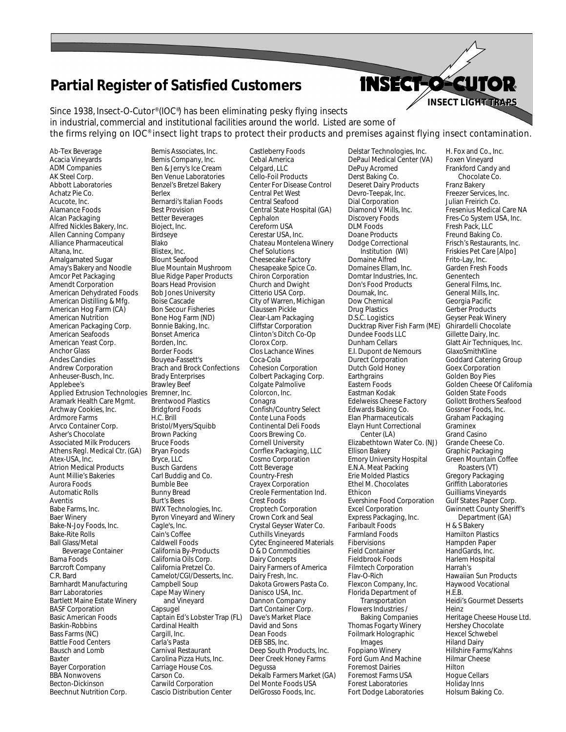# Partial Register of Satisfied Customers

**INSECT-O-CUTOR®**
**INSECT LIGHT TRAPS**

Since 1938, Insect-O-Cutor®(IOC®) has been eliminating pesky flying insects in industrial, commercial and institutional facilities around the world. Listed are some of the firms relying on IOC® insect light traps to protect their products and premises against flying insect contamination.

Ab-Tex Beverage
Acacia Vineyards
ADM Companies
AK Steel Corp.
Abbott Laboratories
Achatz Pie Co.
Acucote, Inc.
Alamance Foods
Alcan Packaging
Alfred Nickles Bakery, Inc.
Allen Canning Company
Alliance Pharmaceutical
Altana, Inc.
Amalgamated Sugar
Amay's Bakery and Noodle
Amcor Pet Packaging
Amendt Corporation
American Dehydrated Foods
American Distilling & Mfg.
American Hog Farm (CA)
American Nutrition
American Packaging Corp.
American Seafoods
American Yeast Corp.
Anchor Glass
Andes Candies
Andrew Corporation
Anheuser-Busch, Inc.
Applebee's
Applied Extrusion Technologies
Aramark Health Care Mgmt.
Archway Cookies, Inc.
Ardmore Farms
Arvco Container Corp.
Asher's Chocolate
Associated Milk Producers
Athens Regl. Medical Ctr. (GA)
Atex-USA, Inc.
Atrion Medical Products
Aunt Millie's Bakeries
Aurora Foods
Automatic Rolls
Aventis
Babe Farms, Inc.
Baer Winery
Bake-N-Joy Foods, Inc.
Bake-Rite Rolls
Ball Glass/Metal Beverage Container
Bama Foods
Barcroft Company
C.R. Bard
Barnhardt Manufacturing
Barr Laboratories
Bartlett Maine Estate Winery
BASF Corporation
Basic American Foods
Baskin-Robbins
Bass Farms (NC)
Battle Food Centers
Bausch and Lomb
Baxter
Bayer Corporation
BBA Nonwovens
Becton-Dickinson
Beechnut Nutrition Corp.
Bemis Associates, Inc.
Bemis Company, Inc.
Ben & Jerry's Ice Cream
Ben Venue Laboratories
Benzel's Bretzel Bakery
Berlex
Bernardi's Italian Foods
Best Provision
Better Beverages
Bioject, Inc.
Birdseye
Blako
Blistex, Inc.
Blount Seafood
Blue Mountain Mushroom
Blue Ridge Paper Products
Boars Head Provision
Bob Jones University
Boise Cascade
Bon Secour Fisheries
Bone Hog Farm (ND)
Bonnie Baking, Inc.
Bonset America
Borden, Inc.
Border Foods
Bouyea-Fassett's
Brach and Brock Confections
Brady Enterprises
Brawley Beef
Bremner, Inc.
Brentwood Plastics
Bridgford Foods
H.C. Brill
Bristol/Myers/Squibb
Brown Packing
Bruce Foods
Bryan Foods
Bryce, LLC
Busch Gardens
Carl Buddig and Co.
Bumble Bee
Bunny Bread
Burt's Bees
BWX Technologies, Inc.
Byron Vineyard and Winery
Cagle's, Inc.
Cain's Coffee
Caldwell Foods
California By-Products
California Oils Corp.
California Pretzel Co.
Camelot/CGI/Desserts, Inc.
Campbell Soup
Cape May Winery and Vineyard
Capsugel
Captain Ed's Lobster Trap (FL)
Cardinal Health
Cargill, Inc.
Carla's Pasta
Carnival Restaurant
Carolina Pizza Huts, Inc.
Carriage House Cos.
Carson Co.
Carwild Corporation
Cascio Distribution Center
Castleberry Foods
Cebal America
Celgard, LLC
Cello-Foil Products
Center For Disease Control
Central Pet West
Central Seafood
Central State Hospital (GA)
Cephalon
Cereform USA
Cerestar USA, Inc.
Chateau Montelena Winery
Chef Solutions
Cheesecake Factory
Chesapeake Spice Co.
Chiron Corporation
Church and Dwight
Citterio USA Corp.
City of Warren, Michigan
Claussen Pickle
Clear-Lam Packaging
Cliffstar Corporation
Clinton's Ditch Co-Op
Clorox Corp.
Clos Lachance Wines
Coca-Cola
Cohesion Corporation
Colbert Packaging Corp.
Colgate Palmolive
Colorcon, Inc.
Conagra
Confish/Country Select
Conte Luna Foods
Continental Deli Foods
Coors Brewing Co.
Cornell University
Corrflex Packaging, LLC
Cosmo Corporation
Cott Beverage
Country-Fresh
Crayex Corporation
Creole Fermentation Ind.
Crest Foods
Croptech Corporation
Crown Cork and Seal
Crystal Geyser Water Co.
Cuthills Vineyards
Cytec Engineered Materials
D & D Commodities
Dairy Concepts
Dairy Farmers of America
Dairy Fresh, Inc.
Dakota Growers Pasta Co.
Danisco USA, Inc.
Dannon Company
Dart Container Corp.
Dave's Market Place
David and Sons
Dean Foods
DEB SBS, Inc.
Deep South Products, Inc.
Deer Creek Honey Farms
Degussa
Dekalb Farmers Market (GA)
Del Monte Foods USA
DelGrosso Foods, Inc.
Delstar Technologies, Inc.
DePaul Medical Center (VA)
DePuy Acromed
Derst Baking Co.
Deseret Dairy Products
Devro-Teepak, Inc.
Dial Corporation
Diamond V Mills, Inc.
Discovery Foods
DLM Foods
Doane Products
Dodge Correctional Institution (WI)
Domaine Alfred
Domaines Ellam, Inc.
Domtar Industries, Inc.
Don's Food Products
Doumak, Inc.
Dow Chemical
Drug Plastics
D.S.C. Logistics
Ducktrap River Fish Farm (ME)
Dundee Foods LLC
Dunham Cellars
E.I. Dupont de Nemours
Durect Corporation
Dutch Gold Honey
Earthgrains
Eastern Foods
Eastman Kodak
Edelweiss Cheese Factory
Edwards Baking Co.
Elan Pharmaceuticals
Elayn Hunt Correctional Center (LA)
Elizabethtown Water Co. (NJ)
Ellison Bakery
Emory University Hospital
E.N.A. Meat Packing
Erie Molded Plastics
Ethel M. Chocolates
Ethicon
Evershine Food Corporation
Excel Corporation
Express Packaging, Inc.
Faribault Foods
Farmland Foods
Fibervisions
Field Container
Fieldbrook Foods
Filmtech Corporation
Flav-O-Rich
Flexcon Company, Inc.
Florida Department of Transportation
Flowers Industries / Baking Companies
Thomas Fogarty Winery
Foilmark Holographic Images
Foppiano Winery
Ford Gum And Machine
Foremost Dairies
Foremost Farms USA
Forest Laboratories
Fort Dodge Laboratories
H. Fox and Co., Inc.
Foxen Vineyard
Frankford Candy and Chocolate Co.
Franz Bakery
Freezer Services, Inc.
Julian Freirich Co.
Fresenius Medical Care NA
Fres-Co System USA, Inc.
Fresh Pack, LLC
Freund Baking Co.
Frisch's Restaurants, Inc.
Friskies Pet Care [Alpo]
Frito-Lay, Inc.
Garden Fresh Foods
Genentech
General Films, Inc.
General Mills, Inc.
Georgia Pacific
Gerber Products
Geyser Peak Winery
Ghirardelli Chocolate
Gillette Dairy, Inc.
Glatt Air Techniques, Inc.
GlaxoSmithKline
Goddard Catering Group
Goex Corporation
Golden Boy Pies
Golden Cheese Of California
Golden State Foods
Gollott Brothers Seafood
Gossner Foods, Inc.
Graham Packaging
Graminex
Grand Casino
Grande Cheese Co.
Graphic Packaging
Green Mountain Coffee Roasters (VT)
Gregory Packaging
Griffith Laboratories
Guilliams Vineyards
Gulf States Paper Corp.
Gwinnett County Sheriff's Department (GA)
H & S Bakery
Hamilton Plastics
Hampden Paper
HandGards, Inc.
Harlem Hospital
Harrah's
Hawaiian Sun Products
Haywood Vocational
H.E.B.
Heidi's Gourmet Desserts
Heinz
Heritage Cheese House Ltd.
Hershey Chocolate
Hexcel Schwebel
Hiland Dairy
Hillshire Farms/Kahns
Hilmar Cheese
Hilton
Hogue Cellars
Holiday Inns
Holsum Baking Co.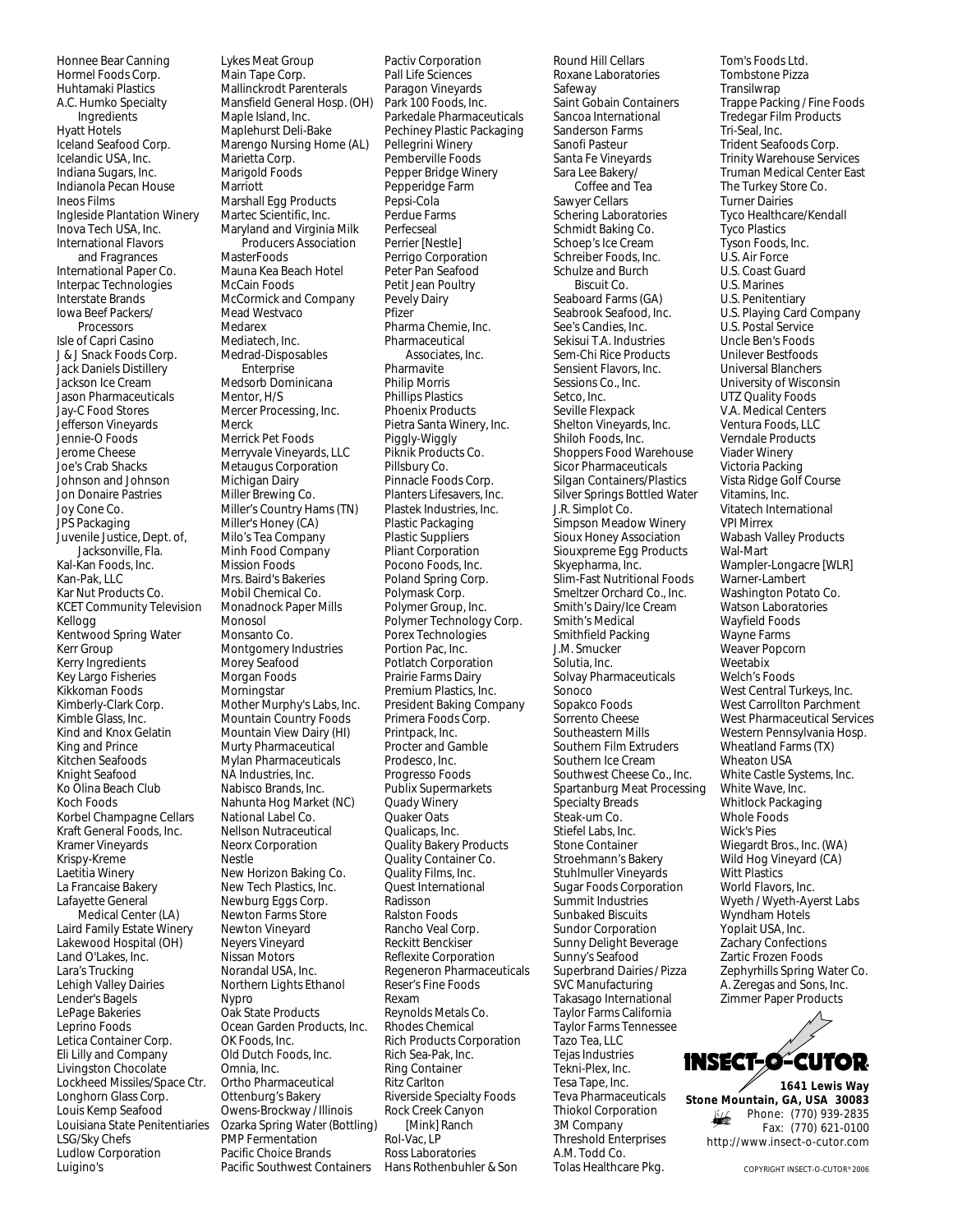Honnee Bear Canning
Hormel Foods Corp.
Huhtamaki Plastics
A.C. Humko Specialty Ingredients
Hyatt Hotels
Iceland Seafood Corp.
Icelandic USA, Inc.
Indiana Sugars, Inc.
Indianola Pecan House
Ineos Films
Ingleside Plantation Winery
Inova Tech USA, Inc.
International Flavors and Fragrances
International Paper Co.
Interpac Technologies
Interstate Brands
Iowa Beef Packers/ Processors
Isle of Capri Casino
J & J Snack Foods Corp.
Jack Daniels Distillery
Jackson Ice Cream
Jason Pharmaceuticals
Jay-C Food Stores
Jefferson Vineyards
Jennie-O Foods
Jerome Cheese
Joe's Crab Shacks
Johnson and Johnson
Jon Donaire Pastries
Joy Cone Co.
JPS Packaging
Juvenile Justice, Dept. of, Jacksonville, Fla.
Kal-Kan Foods, Inc.
Kan-Pak, LLC
Kar Nut Products Co.
KCET Community Television
Kellogg
Kentwood Spring Water
Kerr Group
Kerry Ingredients
Key Largo Fisheries
Kikkoman Foods
Kimberly-Clark Corp.
Kimble Glass, Inc.
Kind and Knox Gelatin
King and Prince
Kitchen Seafoods
Knight Seafood
Ko Olina Beach Club
Koch Foods
Korbel Champagne Cellars
Kraft General Foods, Inc.
Kramer Vineyards
Krispy-Kreme
Laetitia Winery
La Francaise Bakery
Lafayette General Medical Center (LA)
Laird Family Estate Winery
Lakewood Hospital (OH)
Land O'Lakes, Inc.
Lara's Trucking
Lehigh Valley Dairies
Lender's Bagels
LePage Bakeries
Leprino Foods
Letica Container Corp.
Eli Lilly and Company
Livingston Chocolate
Lockheed Missiles/Space Ctr.
Longhorn Glass Corp.
Louis Kemp Seafood
Louisiana State Penitentiaries
LSG/Sky Chefs
Ludlow Corporation
Luigino's
Lykes Meat Group
Main Tape Corp.
Mallinckrodt Parenterals
Mansfield General Hosp. (OH)
Maple Island, Inc.
Maplehurst Deli-Bake
Marengo Nursing Home (AL)
Marietta Corp.
Marigold Foods
Marriott
Marshall Egg Products
Martec Scientific, Inc.
Maryland and Virginia Milk Producers Association
MasterFoods
Mauna Kea Beach Hotel
McCain Foods
McCormick and Company
Mead Westvaco
Medarex
Mediatech, Inc.
Medrad-Disposables Enterprise
Medsorb Dominicana
Mentor, H/S
Mercer Processing, Inc.
Merck
Merrick Pet Foods
Merryvale Vineyards, LLC
Metaugus Corporation
Michigan Dairy
Miller Brewing Co.
Miller's Country Hams (TN)
Miller's Honey (CA)
Milo's Tea Company
Minh Food Company
Mission Foods
Mrs. Baird's Bakeries
Mobil Chemical Co.
Monadnock Paper Mills
Monosol
Monsanto Co.
Montgomery Industries
Morey Seafood
Morgan Foods
Morningstar
Mother Murphy's Labs, Inc.
Mountain Country Foods
Mountain View Dairy (HI)
Murty Pharmaceutical
Mylan Pharmaceuticals
NA Industries, Inc.
Nabisco Brands, Inc.
Nahunta Hog Market (NC)
National Label Co.
Nellson Nutraceutical
Neorx Corporation
Nestle
New Horizon Baking Co.
New Tech Plastics, Inc.
Newburg Eggs Corp.
Newton Farms Store
Newton Vineyard
Neyers Vineyard
Nissan Motors
Norandal USA, Inc.
Northern Lights Ethanol
Nypro
Oak State Products
Ocean Garden Products, Inc.
OK Foods, Inc.
Old Dutch Foods, Inc.
Omnia, Inc.
Ortho Pharmaceutical
Ottenburg's Bakery
Owens-Brockway / Illinois
Ozarka Spring Water (Bottling)
PMP Fermentation
Pacific Choice Brands
Pacific Southwest Containers
Pactiv Corporation
Pall Life Sciences
Paragon Vineyards
Park 100 Foods, Inc.
Parkedale Pharmaceuticals
Pechiney Plastic Packaging
Pellegrini Winery
Pemberville Foods
Pepper Bridge Winery
Pepperidge Farm
Pepsi-Cola
Perdue Farms
Perfecseal
Perrier [Nestle]
Perrigo Corporation
Peter Pan Seafood
Petit Jean Poultry
Pevely Dairy
Pfizer
Pharma Chemie, Inc.
Pharmaceutical Associates, Inc.
Pharmavite
Philip Morris
Phillips Plastics
Phoenix Products
Pietra Santa Winery, Inc.
Piggly-Wiggly
Piknik Products Co.
Pillsbury Co.
Pinnacle Foods Corp.
Planters Lifesavers, Inc.
Plastek Industries, Inc.
Plastic Packaging
Plastic Suppliers
Pliant Corporation
Pocono Foods, Inc.
Poland Spring Corp.
Polymask Corp.
Polymer Group, Inc.
Polymer Technology Corp.
Porex Technologies
Portion Pac, Inc.
Potlatch Corporation
Prairie Farms Dairy
Premium Plastics, Inc.
President Baking Company
Primera Foods Corp.
Printpack, Inc.
Procter and Gamble
Prodesco, Inc.
Progresso Foods
Publix Supermarkets
Quady Winery
Quaker Oats
Qualicaps, Inc.
Quality Bakery Products
Quality Container Co.
Quality Films, Inc.
Quest International
Radisson
Ralston Foods
Rancho Veal Corp.
Reckitt Benckiser
Reflexite Corporation
Regeneron Pharmaceuticals
Reser's Fine Foods
Rexam
Reynolds Metals Co.
Rhodes Chemical
Rich Products Corporation
Rich Sea-Pak, Inc.
Ring Container
Ritz Carlton
Riverside Specialty Foods
Rock Creek Canyon [Mink] Ranch
Rol-Vac, LP
Ross Laboratories
Hans Rothenbuhler & Son
Round Hill Cellars
Roxane Laboratories
Safeway
Saint Gobain Containers
Sancoa International
Sanderson Farms
Sanofi Pasteur
Santa Fe Vineyards
Sara Lee Bakery/ Coffee and Tea
Sawyer Cellars
Schering Laboratories
Schmidt Baking Co.
Schoep's Ice Cream
Schreiber Foods, Inc.
Schulze and Burch Biscuit Co.
Seaboard Farms (GA)
Seabrook Seafood, Inc.
See's Candies, Inc.
Sekisui T.A. Industries
Sem-Chi Rice Products
Sensient Flavors, Inc.
Sessions Co., Inc.
Setco, Inc.
Seville Flexpack
Shelton Vineyards, Inc.
Shiloh Foods, Inc.
Shoppers Food Warehouse
Sicor Pharmaceuticals
Silgan Containers/Plastics
Silver Springs Bottled Water
J.R. Simplot Co.
Simpson Meadow Winery
Sioux Honey Association
Siouxpreme Egg Products
Skyepharma, Inc.
Slim-Fast Nutritional Foods
Smeltzer Orchard Co., Inc.
Smith's Dairy/Ice Cream
Smith's Medical
Smithfield Packing
J.M. Smucker
Solutia, Inc.
Solvay Pharmaceuticals
Sonoco
Sopakco Foods
Sorrento Cheese
Southeastern Mills
Southern Film Extruders
Southern Ice Cream
Southwest Cheese Co., Inc.
Spartanburg Meat Processing
Specialty Breads
Steak-um Co.
Stiefel Labs, Inc.
Stone Container
Stroehmann's Bakery
Stuhlmuller Vineyards
Sugar Foods Corporation
Summit Industries
Sunbaked Biscuits
Sundor Corporation
Sunny Delight Beverage
Sunny's Seafood
Superbrand Dairies / Pizza
SVC Manufacturing
Takasago International
Taylor Farms California
Taylor Farms Tennessee
Tazo Tea, LLC
Tejas Industries
Tekni-Plex, Inc.
Tesa Tape, Inc.
Teva Pharmaceuticals
Thiokol Corporation
3M Company
Threshold Enterprises
A.M. Todd Co.
Tolas Healthcare Pkg.
Tom's Foods Ltd.
Tombstone Pizza
Transilwrap
Trappe Packing / Fine Foods
Tredegar Film Products
Tri-Seal, Inc.
Trident Seafoods Corp.
Trinity Warehouse Services
Truman Medical Center East
The Turkey Store Co.
Turner Dairies
Tyco Healthcare/Kendall
Tyco Plastics
Tyson Foods, Inc.
U.S. Air Force
U.S. Coast Guard
U.S. Marines
U.S. Penitentiary
U.S. Playing Card Company
U.S. Postal Service
Uncle Ben's Foods
Unilever Bestfoods
Universal Blanchers
University of Wisconsin
UTZ Quality Foods
V.A. Medical Centers
Ventura Foods, LLC
Verndale Products
Viader Winery
Victoria Packing
Vista Ridge Golf Course
Vitamins, Inc.
Vitatech International
VPI Mirrex
Wabash Valley Products
Wal-Mart
Wampler-Longacre [WLR]
Warner-Lambert
Washington Potato Co.
Watson Laboratories
Wayfield Foods
Wayne Farms
Weaver Popcorn
Weetabix
Welch's Foods
West Central Turkeys, Inc.
West Carrollton Parchment
West Pharmaceutical Services
Western Pennsylvania Hosp.
Wheatland Farms (TX)
Wheaton USA
White Castle Systems, Inc.
White Wave, Inc.
Whitlock Packaging
Whole Foods
Wick's Pies
Wiegardt Bros., Inc. (WA)
Wild Hog Vineyard (CA)
Witt Plastics
World Flavors, Inc.
Wyeth / Wyeth-Ayerst Labs
Wyndham Hotels
Yoplait USA, Inc.
Zachary Confections
Zartic Frozen Foods
Zephyrhills Spring Water Co.
A. Zeregas and Sons, Inc.
Zimmer Paper Products

**INSECT-O-CUTOR®**

**1641 Lewis Way**
**Stone Mountain, GA, USA 30083**
Phone: (770) 939-2835
Fax: (770) 621-0100
http://www.insect-o-cutor.com

COPYRIGHT INSECT-O-CUTOR® 2006